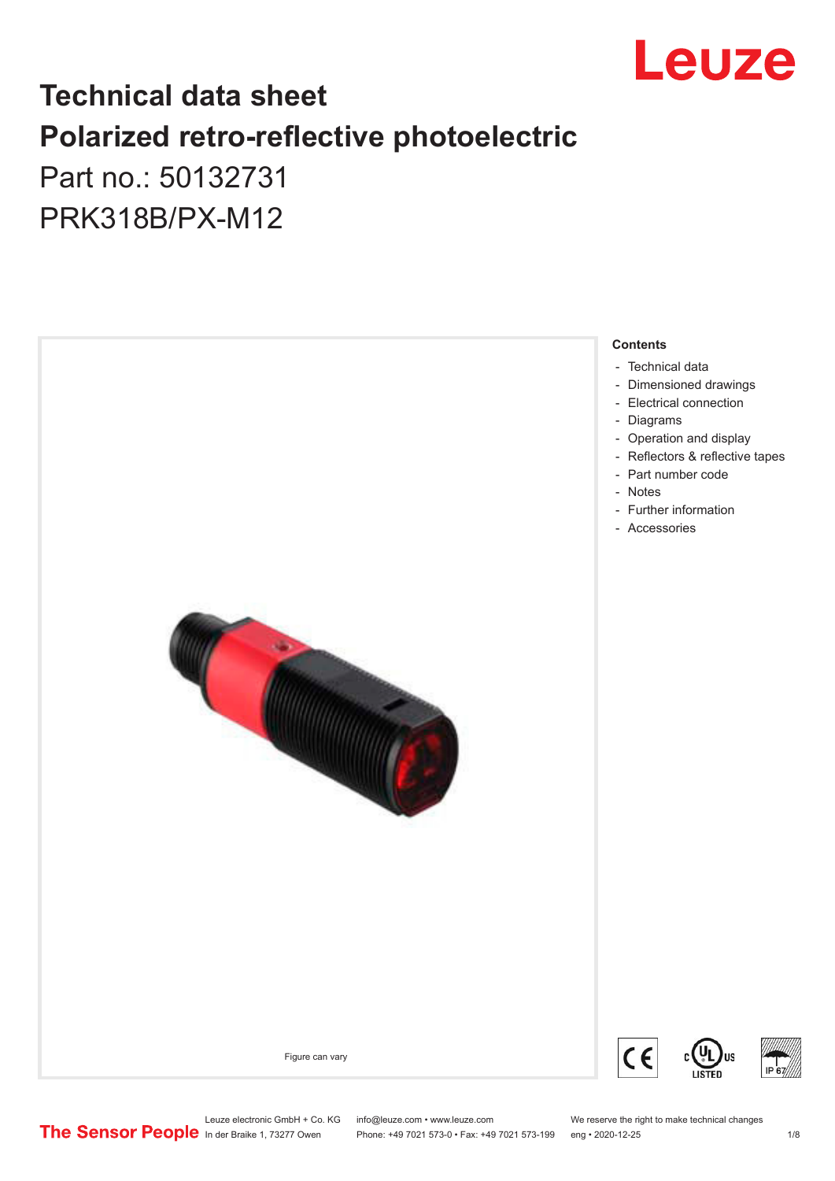# Technical data sheet
# Polarized retro-reflective photoelectric

Part no.: 50132731

PRK318B/PX-M12

Figure can vary

**Contents**

- Technical data
- Dimensioned drawings
- Electrical connection
- Diagrams
- Operation and display
- Reflectors & reflective tapes
- Part number code
- Notes
- Further information
- Accessories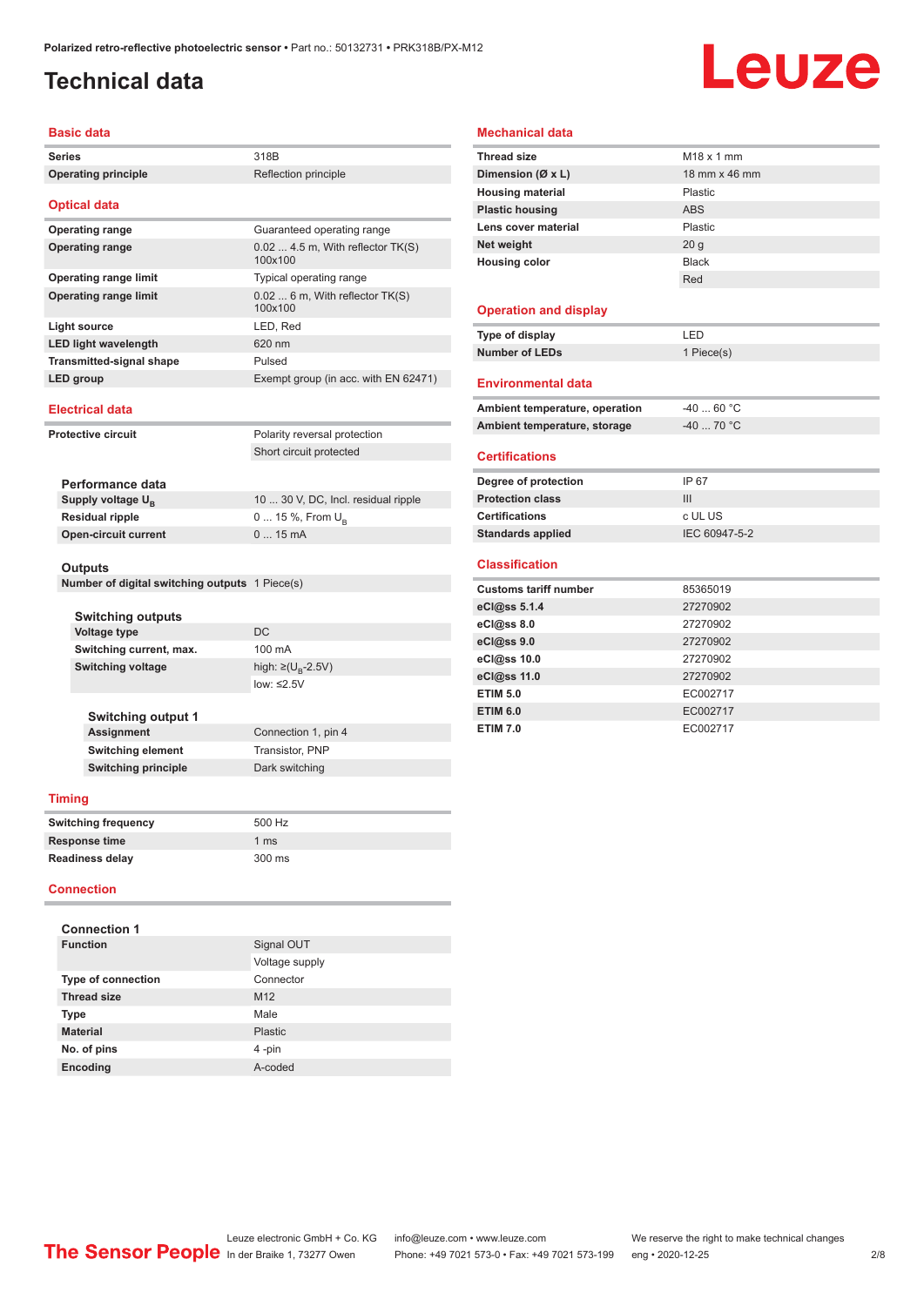# Technical data

## Basic data

| | |
|---|---|
| **Series** | 318B |
| **Operating principle** | Reflection principle |

## Optical data

| | |
|---|---|
| **Operating range** | Guaranteed operating range |
| **Operating range** | 0.02 ... 4.5 m, With reflector TK(S) 100x100 |
| **Operating range limit** | Typical operating range |
| **Operating range limit** | 0.02 ... 6 m, With reflector TK(S) 100x100 |
| **Light source** | LED, Red |
| **LED light wavelength** | 620 nm |
| **Transmitted-signal shape** | Pulsed |
| **LED group** | Exempt group (in acc. with EN 62471) |

## Electrical data

| | |
|---|---|
| **Protective circuit** | Polarity reversal protection |
| | Short circuit protected |

### Performance data

| | |
|---|---|
| **Supply voltage $U_B$** | 10 ... 30 V, DC, Incl. residual ripple |
| **Residual ripple** | 0 ... 15 %, From $U_B$ |
| **Open-circuit current** | 0 ... 15 mA |

### Outputs

| | |
|---|---|
| **Number of digital switching outputs** | 1 Piece(s) |

#### Switching outputs

| | |
|---|---|
| **Voltage type** | DC |
| **Switching current, max.** | 100 mA |
| **Switching voltage** | high: ≥($U_B$-2.5V) |
| | low: ≤2.5V |

#### Switching output 1

| | |
|---|---|
| **Assignment** | Connection 1, pin 4 |
| **Switching element** | Transistor, PNP |
| **Switching principle** | Dark switching |

## Timing

| | |
|---|---|
| **Switching frequency** | 500 Hz |
| **Response time** | 1 ms |
| **Readiness delay** | 300 ms |

## Connection

### Connection 1

| | |
|---|---|
| **Function** | Signal OUT |
| | Voltage supply |
| **Type of connection** | Connector |
| **Thread size** | M12 |
| **Type** | Male |
| **Material** | Plastic |
| **No. of pins** | 4 -pin |
| **Encoding** | A-coded |

## Mechanical data

| | |
|---|---|
| **Thread size** | M18 x 1 mm |
| **Dimension (Ø x L)** | 18 mm x 46 mm |
| **Housing material** | Plastic |
| **Plastic housing** | ABS |
| **Lens cover material** | Plastic |
| **Net weight** | 20 g |
| **Housing color** | Black |
| | Red |

## Operation and display

| | |
|---|---|
| **Type of display** | LED |
| **Number of LEDs** | 1 Piece(s) |

## Environmental data

| | |
|---|---|
| **Ambient temperature, operation** | -40 ... 60 °C |
| **Ambient temperature, storage** | -40 ... 70 °C |

## Certifications

| | |
|---|---|
| **Degree of protection** | IP 67 |
| **Protection class** | III |
| **Certifications** | c UL US |
| **Standards applied** | IEC 60947-5-2 |

## Classification

| | |
|---|---|
| **Customs tariff number** | 85365019 |
| **eCl@ss 5.1.4** | 27270902 |
| **eCl@ss 8.0** | 27270902 |
| **eCl@ss 9.0** | 27270902 |
| **eCl@ss 10.0** | 27270902 |
| **eCl@ss 11.0** | 27270902 |
| **ETIM 5.0** | EC002717 |
| **ETIM 6.0** | EC002717 |
| **ETIM 7.0** | EC002717 |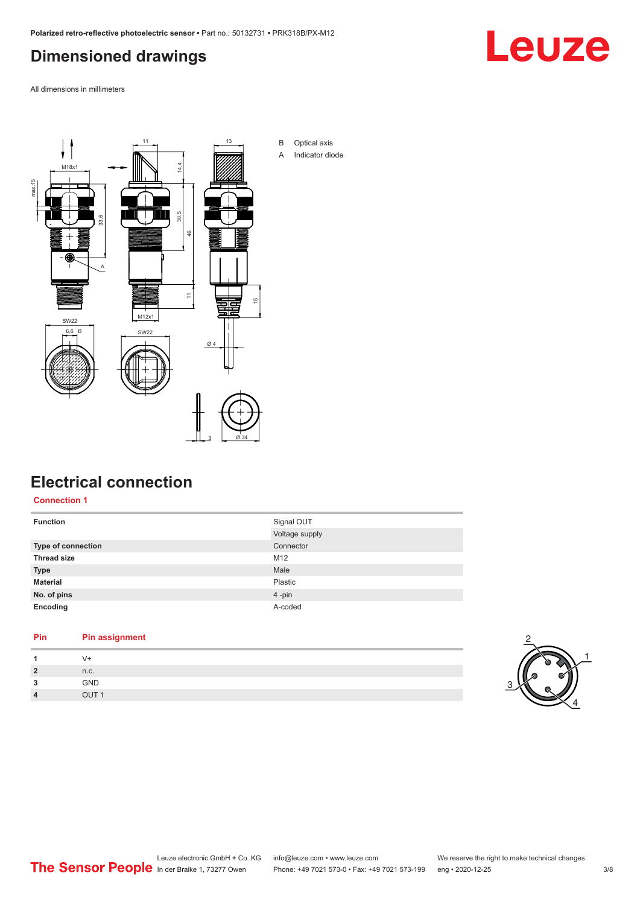# Dimensioned drawings

All dimensions in millimeters

B Optical axis

A Indicator diode

# Electrical connection

## Connection 1

| Function | Signal OUT |
| --- | --- |
| | Voltage supply |
| Type of connection | Connector |
| Thread size | M12 |
| Type | Male |
| Material | Plastic |
| No. of pins | 4 -pin |
| Encoding | A-coded |

| Pin | Pin assignment |
| --- | --- |
| 1 | V+ |
| 2 | n.c. |
| 3 | GND |
| 4 | OUT 1 |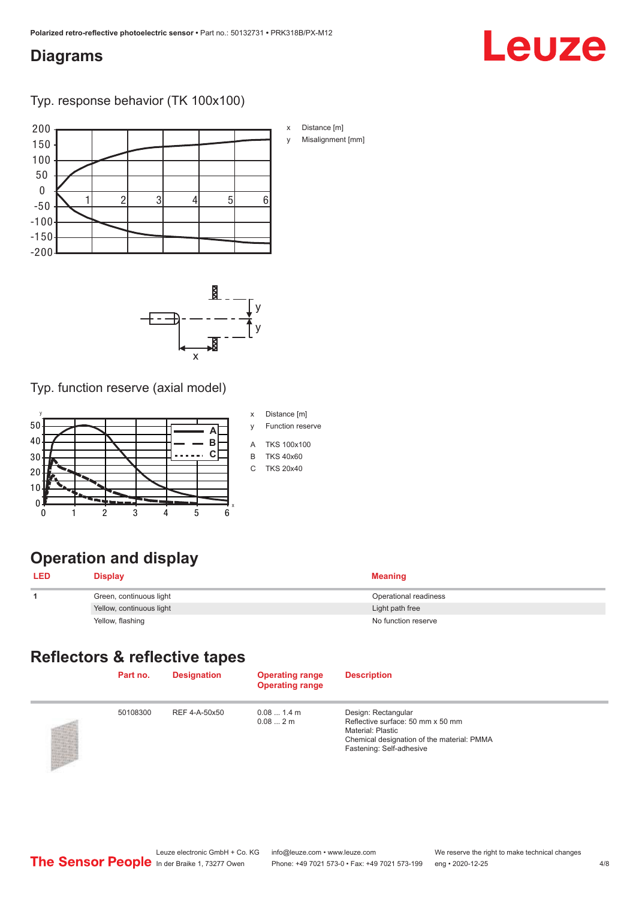## Diagrams

Typ. response behavior (TK 100x100)

x Distance [m]

y Misalignment [mm]

Typ. function reserve (axial model)

x Distance [m]

y Function reserve

A TKS 100x100

B TKS 40x60

C TKS 20x40

## Operation and display

| LED | Display | Meaning |
|---|---|---|
| 1 | Green, continuous light | Operational readiness |
| | Yellow, continuous light | Light path free |
| | Yellow, flashing | No function reserve |

## Reflectors & reflective tapes

| | Part no. | Designation | Operating range<br>Operating range | Description |
|---|---|---|---|---|
| | 50108300 | REF 4-A-50x50 | 0.08 ... 1.4 m<br>0.08 ... 2 m | Design: Rectangular<br>Reflective surface: 50 mm x 50 mm<br>Material: Plastic<br>Chemical designation of the material: PMMA<br>Fastening: Self-adhesive |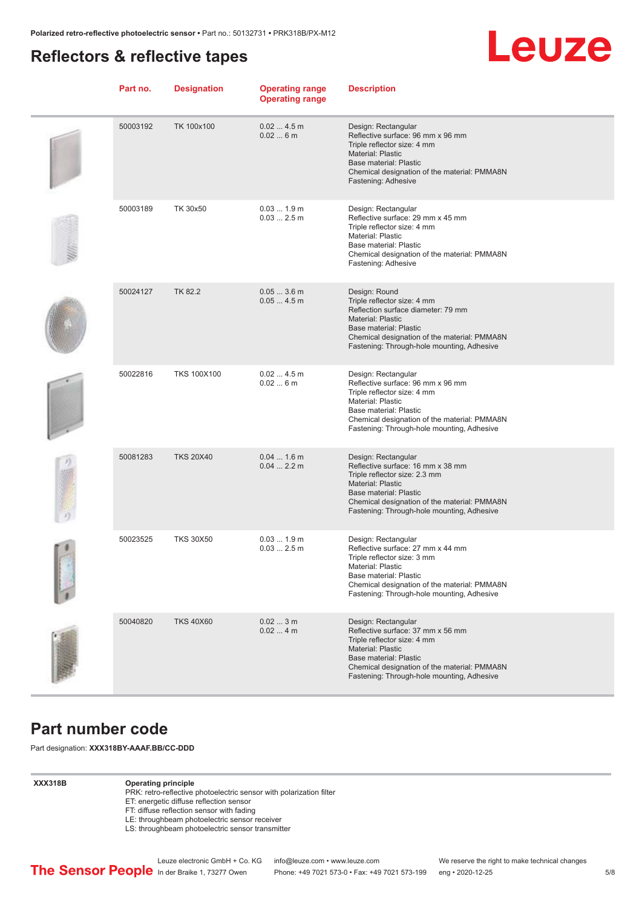## Reflectors & reflective tapes

| Part no. | Designation | Operating range<br>Operating range | Description |
|---|---|---|---|
| 50003192 | TK 100x100 | 0.02 ... 4.5 m<br>0.02 ... 6 m | Design: Rectangular<br>Reflective surface: 96 mm x 96 mm<br>Triple reflector size: 4 mm<br>Material: Plastic<br>Base material: Plastic<br>Chemical designation of the material: PMMA8N<br>Fastening: Adhesive |
| 50003189 | TK 30x50 | 0.03 ... 1.9 m<br>0.03 ... 2.5 m | Design: Rectangular<br>Reflective surface: 29 mm x 45 mm<br>Triple reflector size: 4 mm<br>Material: Plastic<br>Base material: Plastic<br>Chemical designation of the material: PMMA8N<br>Fastening: Adhesive |
| 50024127 | TK 82.2 | 0.05 ... 3.6 m<br>0.05 ... 4.5 m | Design: Round<br>Triple reflector size: 4 mm<br>Reflection surface diameter: 79 mm<br>Material: Plastic<br>Base material: Plastic<br>Chemical designation of the material: PMMA8N<br>Fastening: Through-hole mounting, Adhesive |
| 50022816 | TKS 100X100 | 0.02 ... 4.5 m<br>0.02 ... 6 m | Design: Rectangular<br>Reflective surface: 96 mm x 96 mm<br>Triple reflector size: 4 mm<br>Material: Plastic<br>Base material: Plastic<br>Chemical designation of the material: PMMA8N<br>Fastening: Through-hole mounting, Adhesive |
| 50081283 | TKS 20X40 | 0.04 ... 1.6 m<br>0.04 ... 2.2 m | Design: Rectangular<br>Reflective surface: 16 mm x 38 mm<br>Triple reflector size: 2.3 mm<br>Material: Plastic<br>Base material: Plastic<br>Chemical designation of the material: PMMA8N<br>Fastening: Through-hole mounting, Adhesive |
| 50023525 | TKS 30X50 | 0.03 ... 1.9 m<br>0.03 ... 2.5 m | Design: Rectangular<br>Reflective surface: 27 mm x 44 mm<br>Triple reflector size: 3 mm<br>Material: Plastic<br>Base material: Plastic<br>Chemical designation of the material: PMMA8N<br>Fastening: Through-hole mounting, Adhesive |
| 50040820 | TKS 40X60 | 0.02 ... 3 m<br>0.02 ... 4 m | Design: Rectangular<br>Reflective surface: 37 mm x 56 mm<br>Triple reflector size: 4 mm<br>Material: Plastic<br>Base material: Plastic<br>Chemical designation of the material: PMMA8N<br>Fastening: Through-hole mounting, Adhesive |

## Part number code

Part designation: **XXX318BY-AAAF.BB/CC-DDD**

| | |
|---|---|
| **XXX318B** | **Operating principle**<br>PRK: retro-reflective photoelectric sensor with polarization filter<br>ET: energetic diffuse reflection sensor<br>FT: diffuse reflection sensor with fading<br>LE: throughbeam photoelectric sensor receiver<br>LS: throughbeam photoelectric sensor transmitter |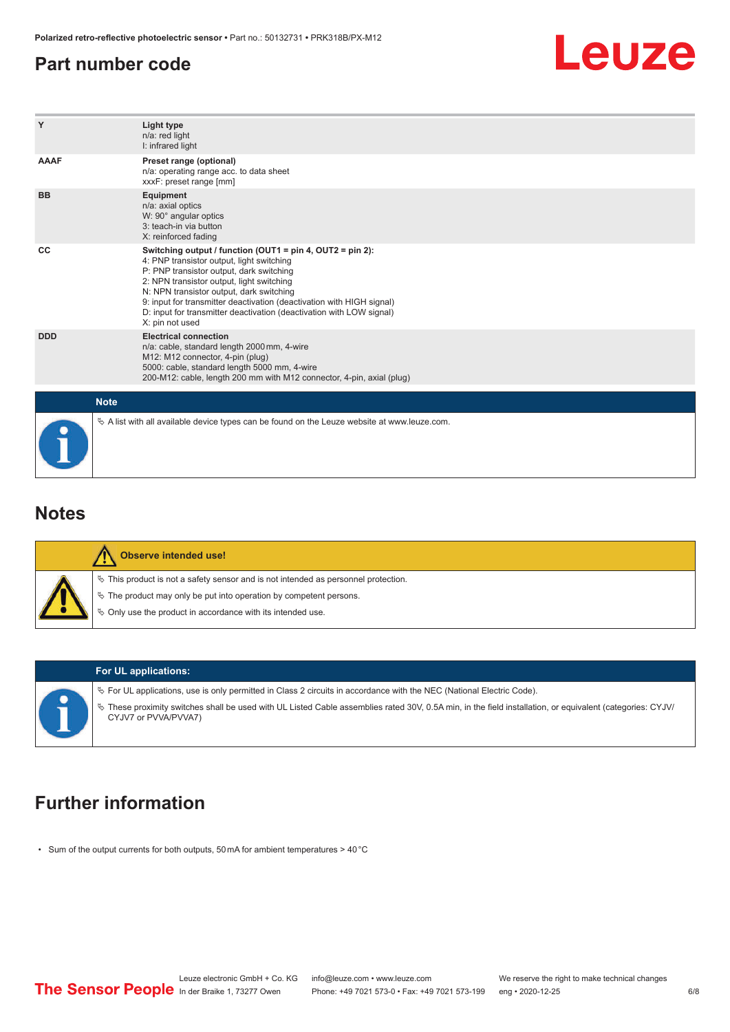## Part number code

| | |
|---|---|
| Y | **Light type**<br>n/a: red light<br>I: infrared light |
| AAAF | **Preset range (optional)**<br>n/a: operating range acc. to data sheet<br>xxxF: preset range [mm] |
| BB | **Equipment**<br>n/a: axial optics<br>W: 90° angular optics<br>3: teach-in via button<br>X: reinforced fading |
| CC | **Switching output / function (OUT1 = pin 4, OUT2 = pin 2):**<br>4: PNP transistor output, light switching<br>P: PNP transistor output, dark switching<br>2: NPN transistor output, light switching<br>N: NPN transistor output, dark switching<br>9: input for transmitter deactivation (deactivation with HIGH signal)<br>D: input for transmitter deactivation (deactivation with LOW signal)<br>X: pin not used |
| DDD | **Electrical connection**<br>n/a: cable, standard length 2000 mm, 4-wire<br>M12: M12 connector, 4-pin (plug)<br>5000: cable, standard length 5000 mm, 4-wire<br>200-M12: cable, length 200 mm with M12 connector, 4-pin, axial (plug) |

**Note**

- A list with all available device types can be found on the Leuze website at www.leuze.com.

## Notes

**Observe intended use!**

- This product is not a safety sensor and is not intended as personnel protection.
- The product may only be put into operation by competent persons.
- Only use the product in accordance with its intended use.

**For UL applications:**

- For UL applications, use is only permitted in Class 2 circuits in accordance with the NEC (National Electric Code).
- These proximity switches shall be used with UL Listed Cable assemblies rated 30V, 0.5A min, in the field installation, or equivalent (categories: CYJV/CYJV7 or PVVA/PVVA7)

## Further information

- Sum of the output currents for both outputs, 50 mA for ambient temperatures > 40 °C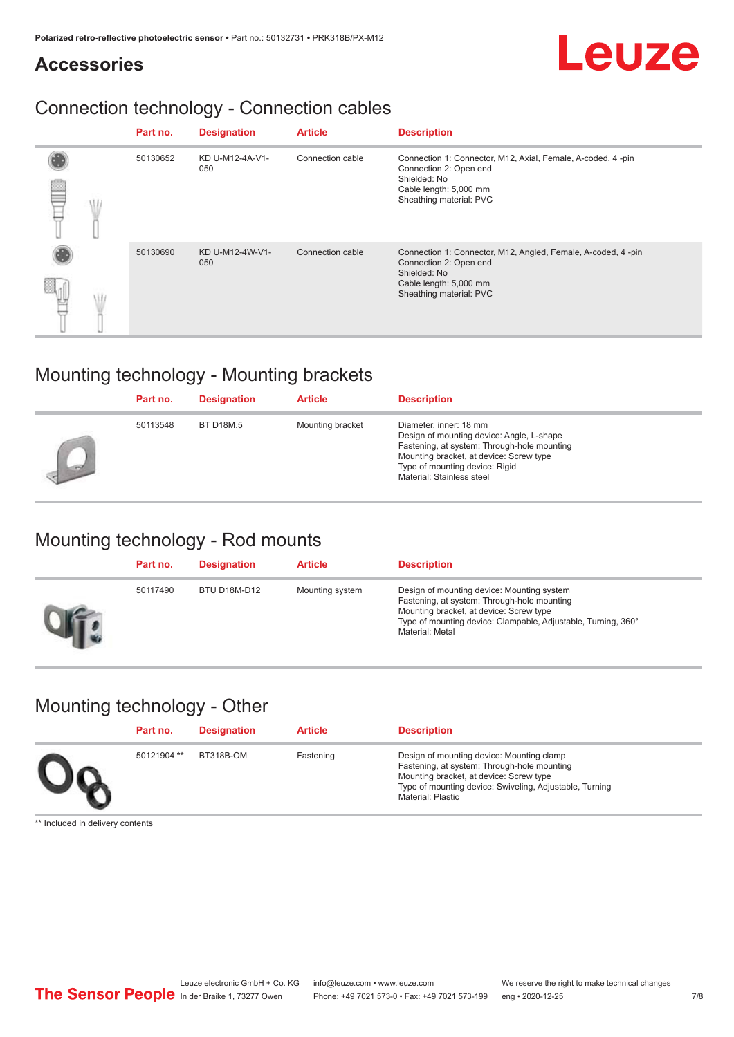## Accessories

### Connection technology - Connection cables

| Part no. | Designation | Article | Description |
|---|---|---|---|
| 50130652 | KD U-M12-4A-V1-050 | Connection cable | Connection 1: Connector, M12, Axial, Female, A-coded, 4 -pin<br>Connection 2: Open end<br>Shielded: No<br>Cable length: 5,000 mm<br>Sheathing material: PVC |
| 50130690 | KD U-M12-4W-V1-050 | Connection cable | Connection 1: Connector, M12, Angled, Female, A-coded, 4 -pin<br>Connection 2: Open end<br>Shielded: No<br>Cable length: 5,000 mm<br>Sheathing material: PVC |

### Mounting technology - Mounting brackets

| Part no. | Designation | Article | Description |
|---|---|---|---|
| 50113548 | BT D18M.5 | Mounting bracket | Diameter, inner: 18 mm<br>Design of mounting device: Angle, L-shape<br>Fastening, at system: Through-hole mounting<br>Mounting bracket, at device: Screw type<br>Type of mounting device: Rigid<br>Material: Stainless steel |

### Mounting technology - Rod mounts

| Part no. | Designation | Article | Description |
|---|---|---|---|
| 50117490 | BTU D18M-D12 | Mounting system | Design of mounting device: Mounting system<br>Fastening, at system: Through-hole mounting<br>Mounting bracket, at device: Screw type<br>Type of mounting device: Clampable, Adjustable, Turning, 360°<br>Material: Metal |

### Mounting technology - Other

| Part no. | Designation | Article | Description |
|---|---|---|---|
| 50121904 ** | BT318B-OM | Fastening | Design of mounting device: Mounting clamp<br>Fastening, at system: Through-hole mounting<br>Mounting bracket, at device: Screw type<br>Type of mounting device: Swiveling, Adjustable, Turning<br>Material: Plastic |

** Included in delivery contents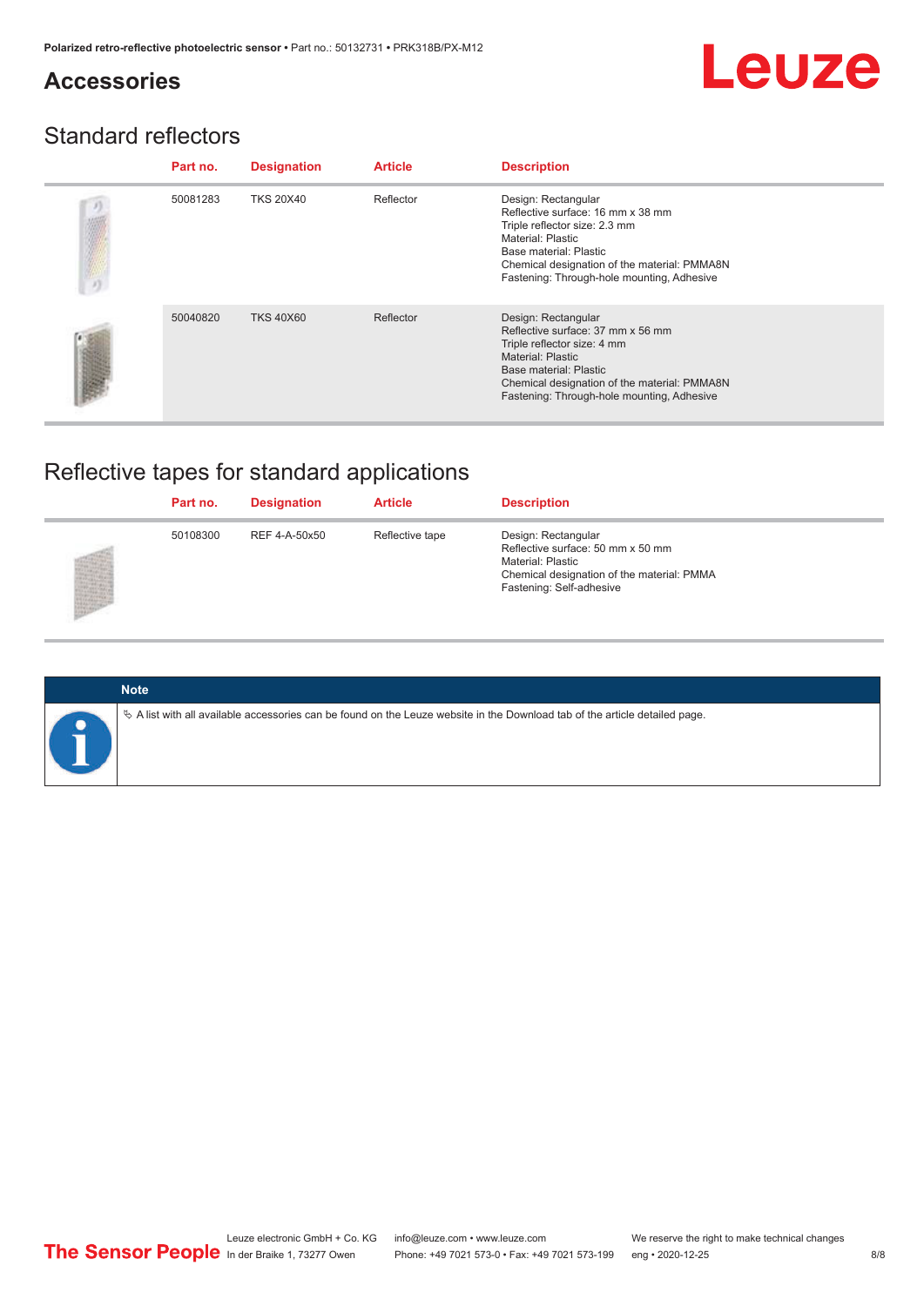## Accessories

### Standard reflectors

| | Part no. | Designation | Article | Description |
|---|---|---|---|---|
| | 50081283 | TKS 20X40 | Reflector | Design: Rectangular<br>Reflective surface: 16 mm x 38 mm<br>Triple reflector size: 2.3 mm<br>Material: Plastic<br>Base material: Plastic<br>Chemical designation of the material: PMMA8N<br>Fastening: Through-hole mounting, Adhesive |
| | 50040820 | TKS 40X60 | Reflector | Design: Rectangular<br>Reflective surface: 37 mm x 56 mm<br>Triple reflector size: 4 mm<br>Material: Plastic<br>Base material: Plastic<br>Chemical designation of the material: PMMA8N<br>Fastening: Through-hole mounting, Adhesive |

### Reflective tapes for standard applications

| | Part no. | Designation | Article | Description |
|---|---|---|---|---|
| | 50108300 | REF 4-A-50x50 | Reflective tape | Design: Rectangular<br>Reflective surface: 50 mm x 50 mm<br>Material: Plastic<br>Chemical designation of the material: PMMA<br>Fastening: Self-adhesive |

**Note**

↻ A list with all available accessories can be found on the Leuze website in the Download tab of the article detailed page.